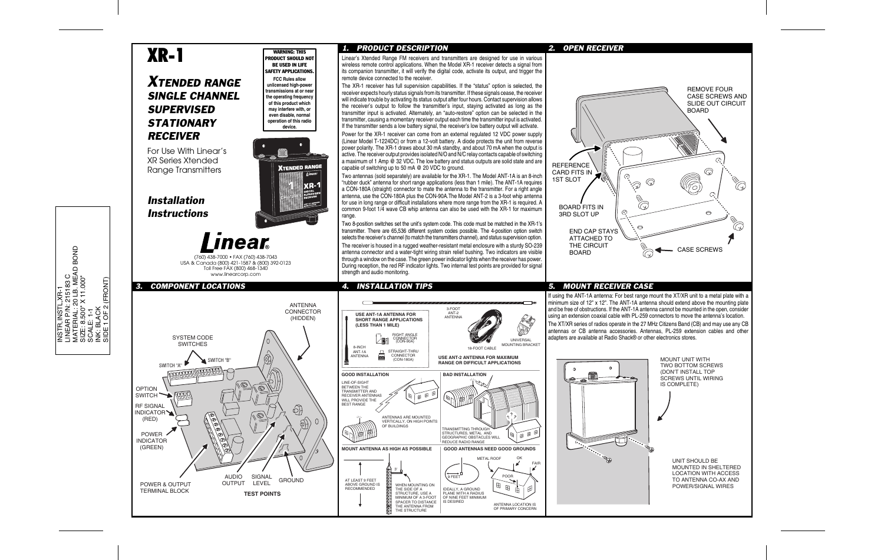# XR-1

## *XTENDED RANGE SINGLE CHANNEL SUPERVISED STATIONARY RECEIVER*

For Use With Linear's XR Series Xtended Range Transmitters

## *Installation Instructions*

**WARNING: THIS PRODUCT SHOULD NOT BE USED IN LIFE SAFETY APPLICATIONS.**

**FCC Rules allow unlicensed high-power transmissions at or near the operating frequency of this product which may interfere with, or even disable, normal operation of this radio device.**

**Linear®**

(760) 438-7000 • FAX (760) 438-7043
USA & Canada (800) 421-1587 & (800) 392-0123
Toll Free FAX (800) 468-1340
www.linearcorp.com

INSTR,INSTL,XR-1
LINEAR P/N: 215183 C
MATERIAL: 20 LB. MEAD BOND
SIZE: 8.500" X 11.000"
SCALE: 1-1
INK: BLACK
SIDE 1 OF 2 (FRONT)

## 1. PRODUCT DESCRIPTION

Linear's Xtended Range FM receivers and transmitters are designed for use in various wireless remote control applications. When the Model XR-1 receiver detects a signal from its companion transmitter, it will verify the digital code, activate its output, and trigger the remote device connected to the receiver.

The XR-1 receiver has full supervision capabilities. If the "status" option is selected, the receiver expects hourly status signals from its transmitter. If these signals cease, the receiver will indicate trouble by activating its status output after four hours. Contact supervision allows the receiver's output to follow the transmitter's input, staying activated as long as the transmitter input is activated. Alternately, an "auto-restore" option can be selected in the transmitter, causing a momentary receiver output each time the transmitter input is activated. If the transmitter sends a low battery signal, the receiver's low battery output will activate.

Power for the XR-1 receiver can come from an external regulated 12 VDC power supply (Linear Model T-1224DC) or from a 12-volt battery. A diode protects the unit from reverse power polarity. The XR-1 draws about 30 mA standby, and about 70 mA when the output is active. The receiver output provides isolated N/O and N/C relay contacts capable of switching a maximum of 1 Amp @ 32 VDC. The low battery and status outputs are solid state and are capable of switching up to 50 mA @ 20 VDC to ground.

Two antennas (sold separately) are available for the XR-1. The Model ANT-1A is an 8-inch "rubber duck" antenna for short range applications (less than 1 mile). The ANT-1A requires a CON-180A (straight) connector to mate the antenna to the transmitter. For a right angle antenna, use the CON-180A plus the CON-90A. The Model ANT-2 is a 3-foot whip antenna for use in long range or difficult installations where more range from the XR-1 is required. A common 9-foot 1/4 wave CB whip antenna can also be used with the XR-1 for maximum range.

Two 8-position switches set the unit's system code. This code must be matched in the XR-1's transmitter. There are 65,536 different system codes possible. The 4-position option switch selects the receiver's channel (to match the transmitters channel), and status supervision option.

The receiver is housed in a rugged weather-resistant metal enclosure with a sturdy SO-239 antenna connector and a water-tight wiring strain relief bushing. Two indicators are visible through a window on the case. The green power indicator lights when the receiver has power. During reception, the red RF indicator lights. Two internal test points are provided for signal strength and audio monitoring.

## 2. OPEN RECEIVER

REMOVE FOUR CASE SCREWS AND SLIDE OUT CIRCUIT BOARD

REFERENCE CARD FITS IN 1ST SLOT

BOARD FITS IN 3RD SLOT UP

END CAP STAYS ATTACHED TO THE CIRCUIT BOARD

CASE SCREWS

## 3. COMPONENT LOCATIONS

ANTENNA CONNECTOR (HIDDEN)

SYSTEM CODE SWITCHES

SWITCH "A"

SWITCH "B"

OPTION SWITCH

RF SIGNAL INDICATOR (RED)

POWER INDICATOR (GREEN)

POWER & OUTPUT TERMINAL BLOCK

AUDIO OUTPUT

SIGNAL LEVEL

GROUND

**TEST POINTS**

## 4. INSTALLATION TIPS

**USE ANT-1A ANTENNA FOR SHORT RANGE APPLICATIONS (LESS THAN 1 MILE)**

8-INCH ANT-1A ANTENNA

RIGHT ANGLE CONNECTOR (CON-90A)

STRAIGHT-THRU CONNECTOR (CON-180A)

3-FOOT ANT-2 ANTENNA

18-FOOT CABLE

UNIVERSAL MOUNTING BRACKET

**USE ANT-2 ANTENNA FOR MAXIMUM RANGE OR DIFFICULT APPLICATIONS**

**GOOD INSTALLATION**

LINE-OF-SIGHT BETWEEN THE TRANSMITTER AND RECEIVER ANTENNAS WILL PROVIDE THE BEST RANGE

ANTENNAS ARE MOUNTED VERTICALLY, ON HIGH POINTS OF BUILDINGS

**BAD INSTALLATION**

TRANSMITTING THROUGH STRUCTURES, METAL AND GEOGRAPHIC OBSTACLES WILL REDUCE RADIO RANGE

**MOUNT ANTENNA AS HIGH AS POSSIBLE**

AT LEAST 9 FEET ABOVE GROUND IS RECOMMENDED

3'

WHEN MOUNTING ON THE SIDE OF A STRUCTURE, USE A MINIMUM OF A 3-FOOT SPACER TO DISTANCE THE ANTENNA FROM THE STRUCTURE

**GOOD ANTENNAS NEED GOOD GROUNDS**

9 FEET

IDEALLY, A GROUND PLANE WITH A RADIUS OF NINE FEET MINIMUM IS DESIRED

METAL ROOF

OK

FAIR

POOR

ANTENNA LOCATION IS OF PRIMARY CONCERN

## 5. MOUNT RECEIVER CASE

If using the ANT-1A antenna: For best range mount the XT/XR unit to a metal plate with a minimum size of 12" x 12". The ANT-1A antenna should extend above the mounting plate and be free of obstructions. If the ANT-1A antenna cannot be mounted in the open, consider using an extension coaxial cable with PL-259 connectors to move the antenna's location.

The XT/XR series of radios operate in the 27 MHz Citizens Band (CB) and may use any CB antennas or CB antenna accessories. Antennas, PL-259 extension cables and other adapters are available at Radio Shack® or other electronics stores.

MOUNT UNIT WITH TWO BOTTOM SCREWS (DON'T INSTALL TOP SCREWS UNTIL WIRING IS COMPLETE)

UNIT SHOULD BE MOUNTED IN SHELTERED LOCATION WITH ACCESS TO ANTENNA CO-AX AND POWER/SIGNAL WIRES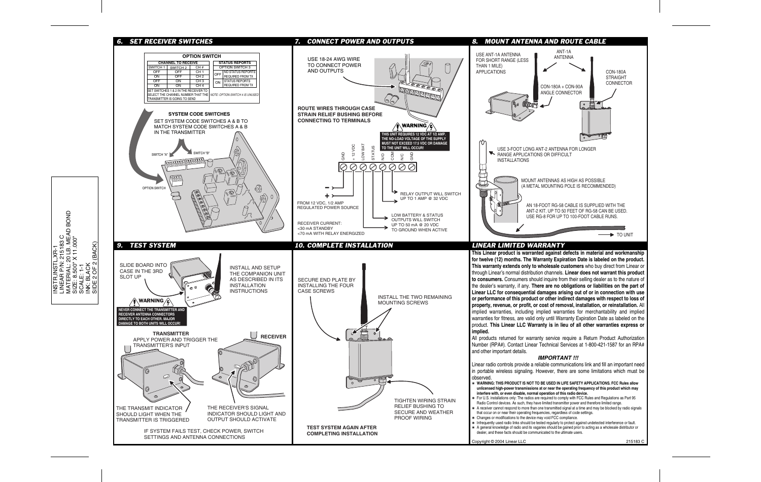INSTR.INSTL.XR-1
LINEAR P/N: 215183 C
MATERIAL: 20 LB. MEAD BOND
SIZE: 8.500" X 11.000"
SCALE: 1-1
INK: BLACK
SIDE 2 OF 2 (BACK)

## 6. SET RECEIVER SWITCHES

**OPTION SWITCH**

| CHANNEL TO RECEIVE | | |
|---|---|---|
| SWITCH 1 | SWITCH 2 | CH # |
| OFF | OFF | CH 1 |
| ON | OFF | CH 2 |
| OFF | ON | CH 3 |
| ON | ON | CH 4 |

SET SWITCHES 1 & 2 IN THE RECEIVER TO SELECT THE CHANNEL NUMBER THAT THE TRANSMITTER IS GOING TO SEND

| STATUS REPORTS | |
|---|---|
| OPTION SWITCH 3 | |
| OFF | NO STATUS REPORTS REQUIRED FROM TX |
| ON | STATUS REPORTS REQUIRED FROM TX |

NOTE: OPTION SWITCH 4 IS UNUSED

**SYSTEM CODE SWITCHES**

SET SYSTEM CODE SWITCHES A & B TO MATCH SYSTEM CODE SWITCHES A & B IN THE TRANSMITTER

SWITCH "A"

SWITCH "B"

OPTION SWITCH

## 7. CONNECT POWER AND OUTPUTS

USE 18-24 AWG WIRE TO CONNECT POWER AND OUTPUTS

**ROUTE WIRES THROUGH CASE STRAIN RELIEF BUSHING BEFORE CONNECTING TO TERMINALS**

**WARNING**

**THIS UNIT REQUIRES 12 VDC AT 1/2 AMP. THE NO-LOAD VOLTAGE OF THE SUPPLY MUST NOT EXCEED 17.5 VDC OR DAMAGE TO THE UNIT WILL OCCUR!**

GND
+ 12 VDC
LOW BAT
STATUS
N/O
COM
N/C
GND

FROM 12 VDC, 1/2 AMP REGULATED POWER SOURCE

RECEIVER CURRENT:
<30 mA STANDBY
<70 mA WITH RELAY ENERGIZED

RELAY OUTPUT WILL SWITCH UP TO 1 AMP @ 32 VDC

LOW BATTERY & STATUS OUTPUTS WILL SWITCH UP TO 50 mA @ 20 VDC TO GROUND WHEN ACTIVE

## 8. MOUNT ANTENNA AND ROUTE CABLE

USE ANT-1A ANTENNA FOR SHORT RANGE (LESS THAN 1 MILE) APPLICATIONS

ANT-1A ANTENNA

CON-180A STRAIGHT CONNECTOR

CON-180A + CON-90A ANGLE CONNECTOR

USE 3-FOOT LONG ANT-2 ANTENNA FOR LONGER RANGE APPLICATIONS OR DIFFICULT INSTALLATIONS

MOUNT ANTENNAS AS HIGH AS POSSIBLE (A METAL MOUNTING POLE IS RECOMMENDED)

AN 18-FOOT RG-58 CABLE IS SUPPLIED WITH THE ANT-2 KIT. UP TO 50 FEET OF RG-58 CAN BE USED. USE RG-8 FOR UP TO 100-FOOT CABLE RUNS.

TO UNIT

## 9. TEST SYSTEM

SLIDE BOARD INTO CASE IN THE 3RD SLOT UP

INSTALL AND SETUP THE COMPANION UNIT AS DESCRIBED IN ITS INSTALLATION INSTRUCTIONS

**WARNING**

**NEVER CONNECT THE TRANSMITTER AND RECEIVER ANTENNA CONNECTORS DIRECTLY TO EACH OTHER. MAJOR DAMAGE TO BOTH UNITS WILL OCCUR!**

**TRANSMITTER**
APPLY POWER AND TRIGGER THE TRANSMITTER'S INPUT

**RECEIVER**

THE TRANSMIT INDICATOR SHOULD LIGHT WHEN THE TRANSMITTER IS TRIGGERED

THE RECEIVER'S SIGNAL INDICATOR SHOULD LIGHT AND OUTPUT SHOULD ACTIVATE

IF SYSTEM FAILS TEST, CHECK POWER, SWITCH SETTINGS AND ANTENNA CONNECTIONS

## 10. COMPLETE INSTALLATION

SECURE END PLATE BY INSTALLING THE FOUR CASE SCREWS

INSTALL THE TWO REMAINING MOUNTING SCREWS

TIGHTEN WIRING STRAIN RELIEF BUSHING TO SECURE AND WEATHER PROOF WIRING

**TEST SYSTEM AGAIN AFTER COMPLETING INSTALLATION**

## LINEAR LIMITED WARRANTY

**This Linear product is warranted against defects in material and workmanship for twelve (12) months. The Warranty Expiration Date is labeled on the product. This warranty extends only to wholesale customers** who buy direct from Linear or through Linear's normal distribution channels. **Linear does not warrant this product to consumers.** Consumers should inquire from their selling dealer as to the nature of the dealer's warranty, if any. **There are no obligations or liabilities on the part of Linear LLC for consequential damages arising out of or in connection with use or performance of this product or other indirect damages with respect to loss of property, revenue, or profit, or cost of removal, installation, or reinstallation.** All implied warranties, including implied warranties for merchantability and implied warranties for fitness, are valid only until Warranty Expiration Date as labeled on the product. **This Linear LLC Warranty is in lieu of all other warranties express or implied.**

All products returned for warranty service require a Return Product Authorization Number (RPA#). Contact Linear Technical Services at 1-800-421-1587 for an RPA# and other important details.

### *IMPORTANT !!!*

Linear radio controls provide a reliable communications link and fill an important need in portable wireless signaling. However, there are some limitations which must be observed.

* **WARNING: THIS PRODUCT IS NOT TO BE USED IN LIFE SAFETY APPLICATIONS. FCC Rules allow unlicensed high-power transmissions at or near the operating frequency of this product which may interfere with, or even disable, normal operation of this radio device.**
* For U.S. installations only: The radios are required to comply with FCC Rules and Regulations as Part 95 Radio Control devices. As such, they have limited transmitter power and therefore limited range.
* A receiver cannot respond to more than one transmitted signal at a time and may be blocked by radio signals that occur on or near their operating frequencies, regardless of code settings.
* Changes or modifications to the device may void FCC compliance.
* Infrequently used radio links should be tested regularly to protect against undetected interference or fault.
* A general knowledge of radio and its vagaries should be gained prior to acting as a wholesale distributor or dealer, and these facts should be communicated to the ultimate users.

Copyright © 2004 Linear LLC

215183 C